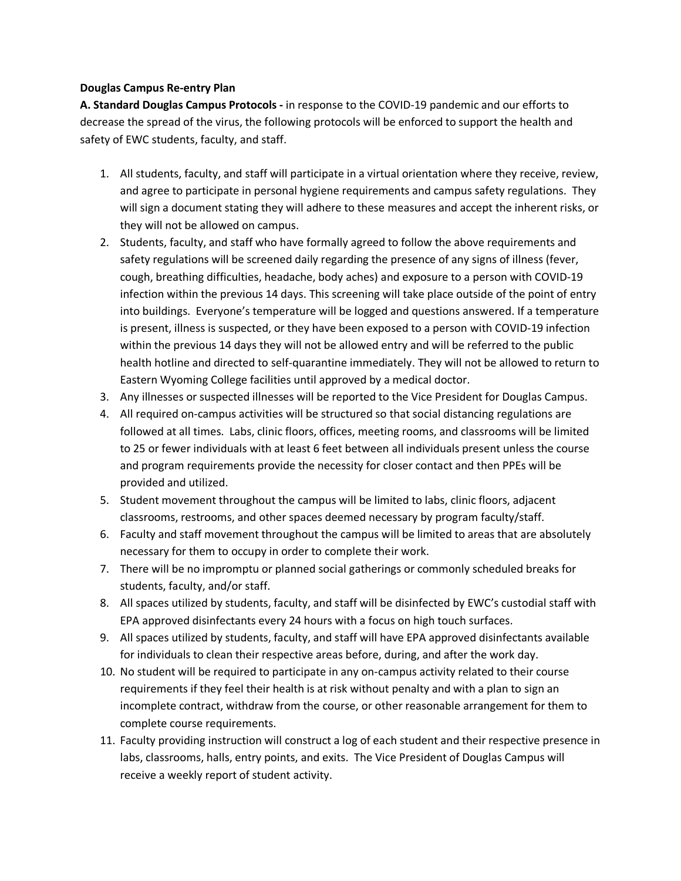**Douglas Campus Re-entry Plan**

**A. Standard Douglas Campus Protocols -** in response to the COVID-19 pandemic and our efforts to decrease the spread of the virus, the following protocols will be enforced to support the health and safety of EWC students, faculty, and staff.

1. All students, faculty, and staff will participate in a virtual orientation where they receive, review, and agree to participate in personal hygiene requirements and campus safety regulations. They will sign a document stating they will adhere to these measures and accept the inherent risks, or they will not be allowed on campus.
2. Students, faculty, and staff who have formally agreed to follow the above requirements and safety regulations will be screened daily regarding the presence of any signs of illness (fever, cough, breathing difficulties, headache, body aches) and exposure to a person with COVID-19 infection within the previous 14 days. This screening will take place outside of the point of entry into buildings. Everyone's temperature will be logged and questions answered. If a temperature is present, illness is suspected, or they have been exposed to a person with COVID-19 infection within the previous 14 days they will not be allowed entry and will be referred to the public health hotline and directed to self-quarantine immediately. They will not be allowed to return to Eastern Wyoming College facilities until approved by a medical doctor.
3. Any illnesses or suspected illnesses will be reported to the Vice President for Douglas Campus.
4. All required on-campus activities will be structured so that social distancing regulations are followed at all times. Labs, clinic floors, offices, meeting rooms, and classrooms will be limited to 25 or fewer individuals with at least 6 feet between all individuals present unless the course and program requirements provide the necessity for closer contact and then PPEs will be provided and utilized.
5. Student movement throughout the campus will be limited to labs, clinic floors, adjacent classrooms, restrooms, and other spaces deemed necessary by program faculty/staff.
6. Faculty and staff movement throughout the campus will be limited to areas that are absolutely necessary for them to occupy in order to complete their work.
7. There will be no impromptu or planned social gatherings or commonly scheduled breaks for students, faculty, and/or staff.
8. All spaces utilized by students, faculty, and staff will be disinfected by EWC's custodial staff with EPA approved disinfectants every 24 hours with a focus on high touch surfaces.
9. All spaces utilized by students, faculty, and staff will have EPA approved disinfectants available for individuals to clean their respective areas before, during, and after the work day.
10. No student will be required to participate in any on-campus activity related to their course requirements if they feel their health is at risk without penalty and with a plan to sign an incomplete contract, withdraw from the course, or other reasonable arrangement for them to complete course requirements.
11. Faculty providing instruction will construct a log of each student and their respective presence in labs, classrooms, halls, entry points, and exits. The Vice President of Douglas Campus will receive a weekly report of student activity.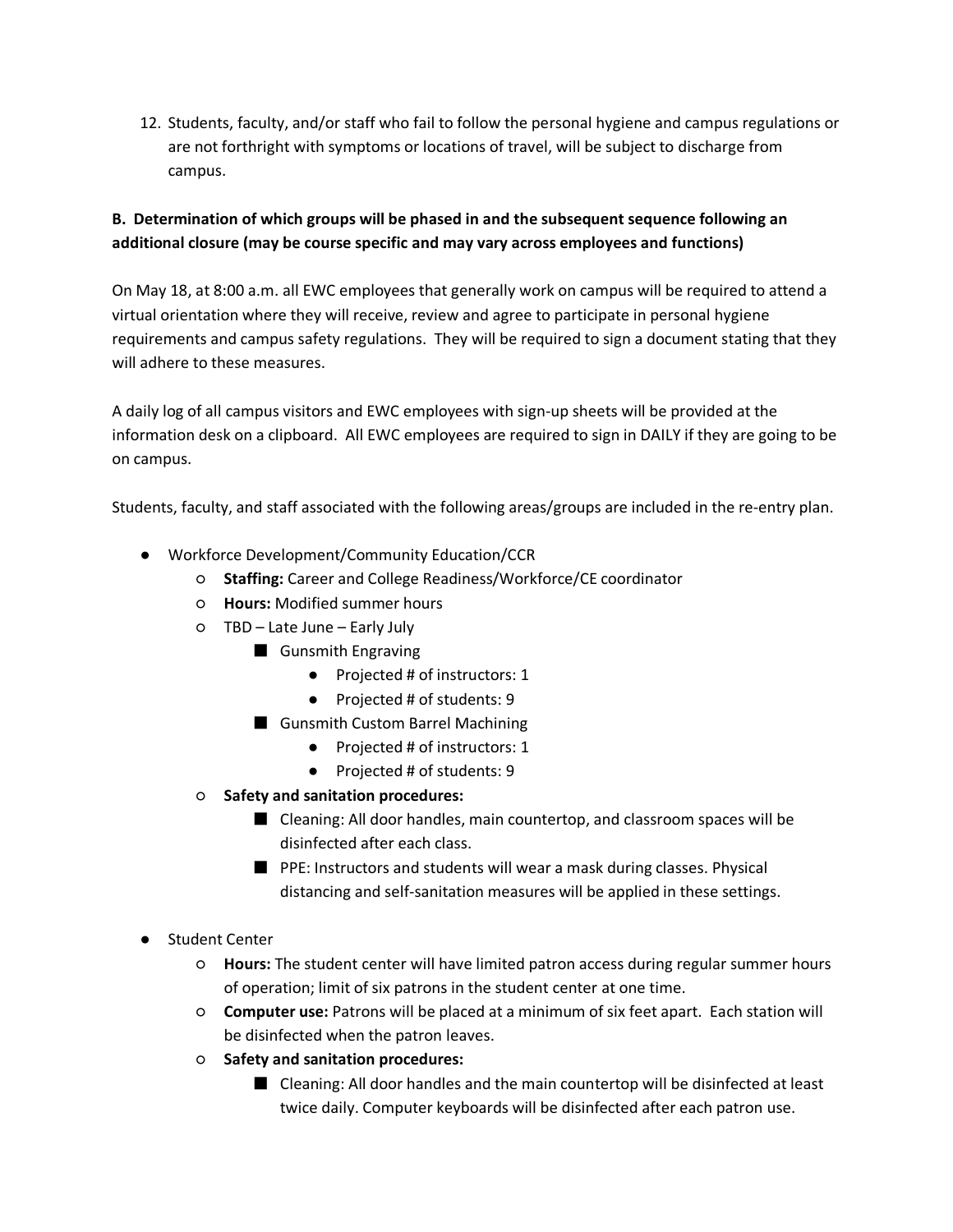12. Students, faculty, and/or staff who fail to follow the personal hygiene and campus regulations or are not forthright with symptoms or locations of travel, will be subject to discharge from campus.

**B. Determination of which groups will be phased in and the subsequent sequence following an additional closure (may be course specific and may vary across employees and functions)**

On May 18, at 8:00 a.m. all EWC employees that generally work on campus will be required to attend a virtual orientation where they will receive, review and agree to participate in personal hygiene requirements and campus safety regulations. They will be required to sign a document stating that they will adhere to these measures.

A daily log of all campus visitors and EWC employees with sign-up sheets will be provided at the information desk on a clipboard. All EWC employees are required to sign in DAILY if they are going to be on campus.

Students, faculty, and staff associated with the following areas/groups are included in the re-entry plan.

- Workforce Development/Community Education/CCR
    - **Staffing:** Career and College Readiness/Workforce/CE coordinator
    - **Hours:** Modified summer hours
    - TBD – Late June – Early July
        - Gunsmith Engraving
            - Projected # of instructors: 1
            - Projected # of students: 9
        - Gunsmith Custom Barrel Machining
            - Projected # of instructors: 1
            - Projected # of students: 9
    - **Safety and sanitation procedures:**
        - Cleaning: All door handles, main countertop, and classroom spaces will be disinfected after each class.
        - PPE: Instructors and students will wear a mask during classes. Physical distancing and self-sanitation measures will be applied in these settings.

- Student Center
    - **Hours:** The student center will have limited patron access during regular summer hours of operation; limit of six patrons in the student center at one time.
    - **Computer use:** Patrons will be placed at a minimum of six feet apart. Each station will be disinfected when the patron leaves.
    - **Safety and sanitation procedures:**
        - Cleaning: All door handles and the main countertop will be disinfected at least twice daily. Computer keyboards will be disinfected after each patron use.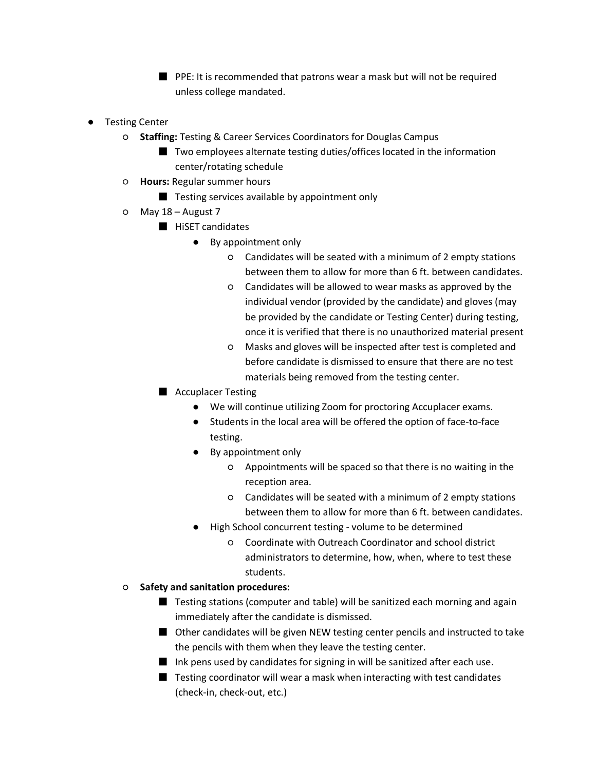- PPE: It is recommended that patrons wear a mask but will not be required unless college mandated.

- Testing Center
    - **Staffing:** Testing & Career Services Coordinators for Douglas Campus
        - Two employees alternate testing duties/offices located in the information center/rotating schedule
    - **Hours:** Regular summer hours
        - Testing services available by appointment only
    - May 18 – August 7
        - HiSET candidates
            - By appointment only
                - Candidates will be seated with a minimum of 2 empty stations between them to allow for more than 6 ft. between candidates.
                - Candidates will be allowed to wear masks as approved by the individual vendor (provided by the candidate) and gloves (may be provided by the candidate or Testing Center) during testing, once it is verified that there is no unauthorized material present
                - Masks and gloves will be inspected after test is completed and before candidate is dismissed to ensure that there are no test materials being removed from the testing center.
        - Accuplacer Testing
            - We will continue utilizing Zoom for proctoring Accuplacer exams.
            - Students in the local area will be offered the option of face-to-face testing.
            - By appointment only
                - Appointments will be spaced so that there is no waiting in the reception area.
                - Candidates will be seated with a minimum of 2 empty stations between them to allow for more than 6 ft. between candidates.
            - High School concurrent testing - volume to be determined
                - Coordinate with Outreach Coordinator and school district administrators to determine, how, when, where to test these students.
    - **Safety and sanitation procedures:**
        - Testing stations (computer and table) will be sanitized each morning and again immediately after the candidate is dismissed.
        - Other candidates will be given NEW testing center pencils and instructed to take the pencils with them when they leave the testing center.
        - Ink pens used by candidates for signing in will be sanitized after each use.
        - Testing coordinator will wear a mask when interacting with test candidates (check-in, check-out, etc.)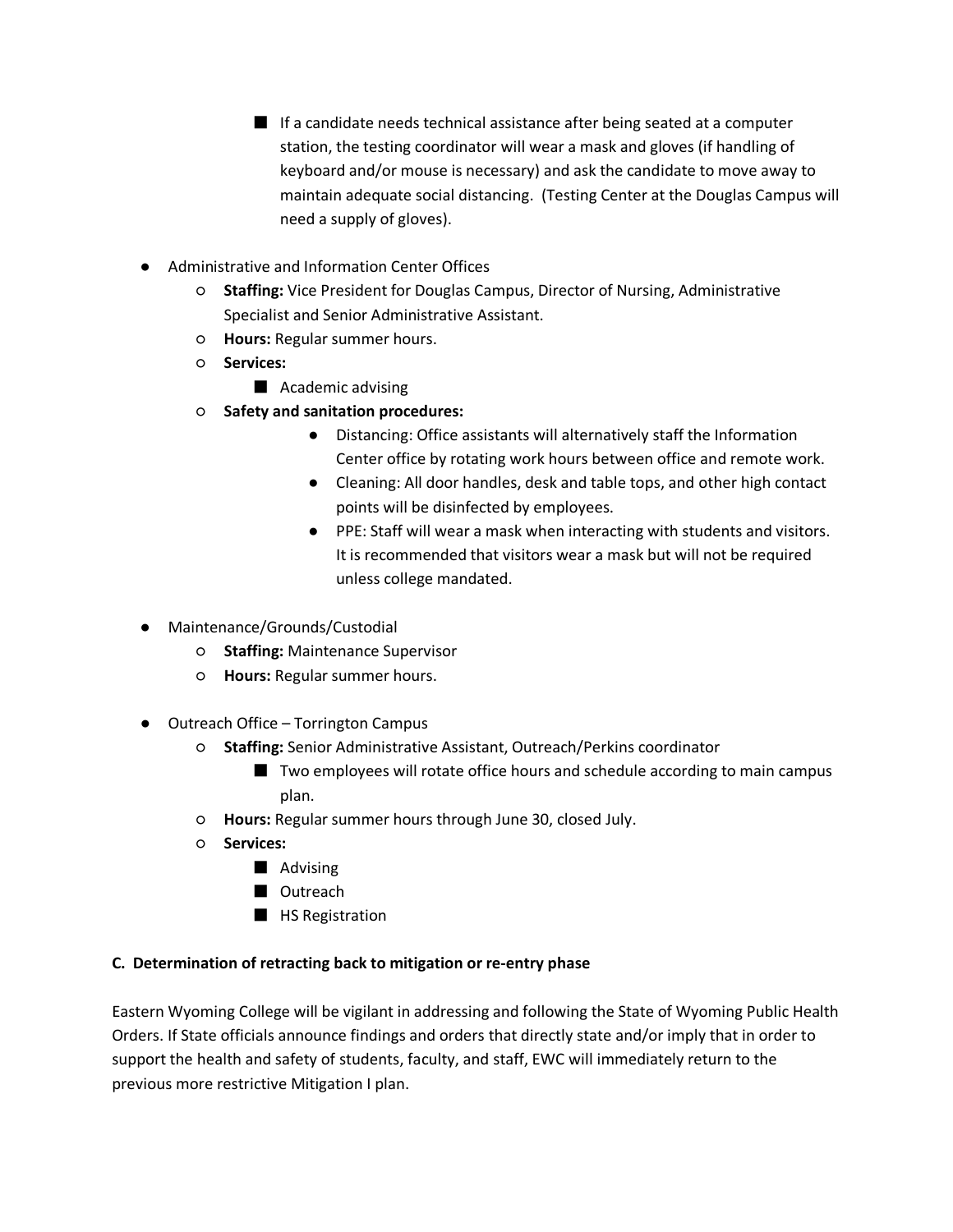- If a candidate needs technical assistance after being seated at a computer station, the testing coordinator will wear a mask and gloves (if handling of keyboard and/or mouse is necessary) and ask the candidate to move away to maintain adequate social distancing. (Testing Center at the Douglas Campus will need a supply of gloves).

- Administrative and Information Center Offices
    - **Staffing:** Vice President for Douglas Campus, Director of Nursing, Administrative Specialist and Senior Administrative Assistant.
    - **Hours:** Regular summer hours.
    - **Services:**
        - Academic advising
    - **Safety and sanitation procedures:**
        - Distancing: Office assistants will alternatively staff the Information Center office by rotating work hours between office and remote work.
        - Cleaning: All door handles, desk and table tops, and other high contact points will be disinfected by employees.
        - PPE: Staff will wear a mask when interacting with students and visitors. It is recommended that visitors wear a mask but will not be required unless college mandated.

- Maintenance/Grounds/Custodial
    - **Staffing:** Maintenance Supervisor
    - **Hours:** Regular summer hours.

- Outreach Office – Torrington Campus
    - **Staffing:** Senior Administrative Assistant, Outreach/Perkins coordinator
        - Two employees will rotate office hours and schedule according to main campus plan.
    - **Hours:** Regular summer hours through June 30, closed July.
    - **Services:**
        - Advising
        - Outreach
        - HS Registration

**C. Determination of retracting back to mitigation or re-entry phase**

Eastern Wyoming College will be vigilant in addressing and following the State of Wyoming Public Health Orders. If State officials announce findings and orders that directly state and/or imply that in order to support the health and safety of students, faculty, and staff, EWC will immediately return to the previous more restrictive Mitigation I plan.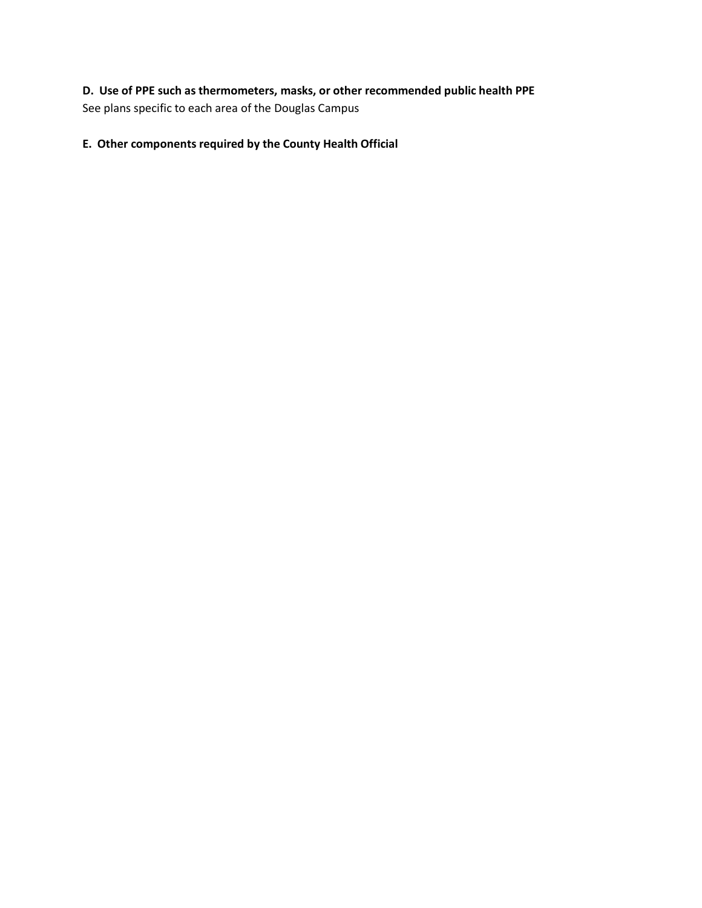**D. Use of PPE such as thermometers, masks, or other recommended public health PPE**

See plans specific to each area of the Douglas Campus

**E. Other components required by the County Health Official**